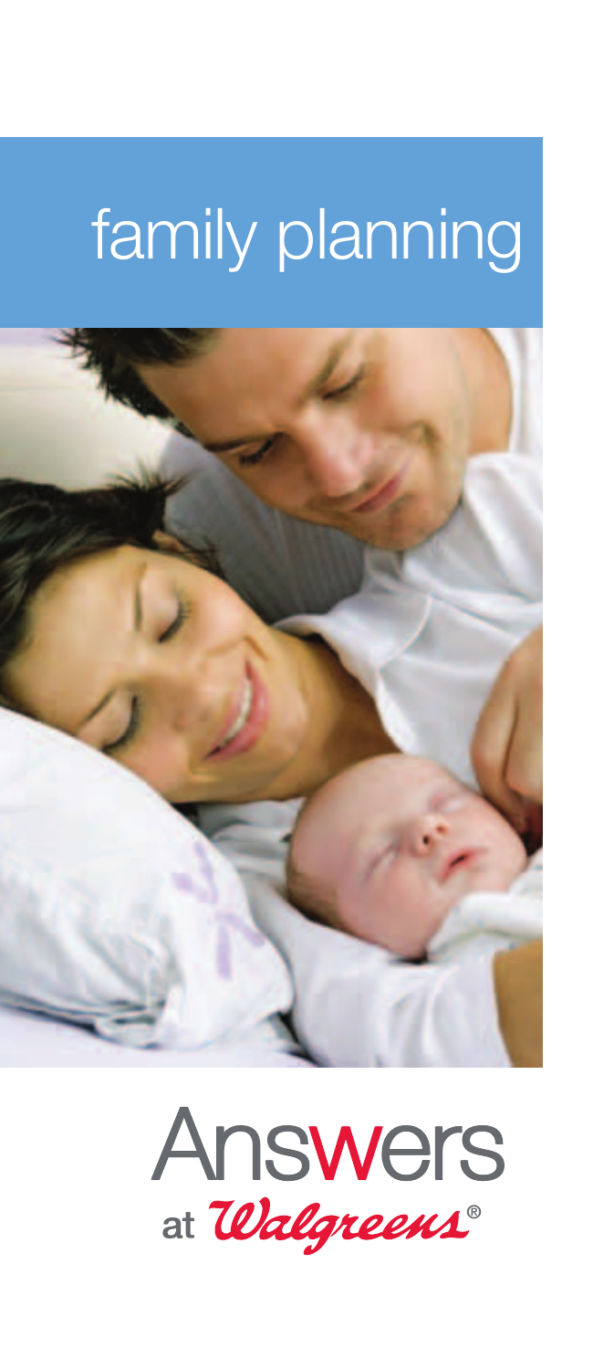# family planning

Answers
at Walgreens®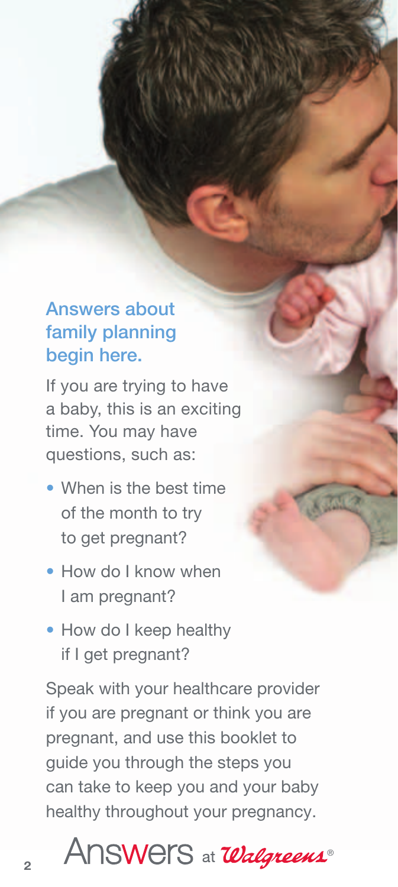## Answers about family planning begin here.

If you are trying to have a baby, this is an exciting time. You may have questions, such as:

- When is the best time of the month to try to get pregnant?
- How do I know when I am pregnant?
- How do I keep healthy if I get pregnant?

Speak with your healthcare provider if you are pregnant or think you are pregnant, and use this booklet to guide you through the steps you can take to keep you and your baby healthy throughout your pregnancy.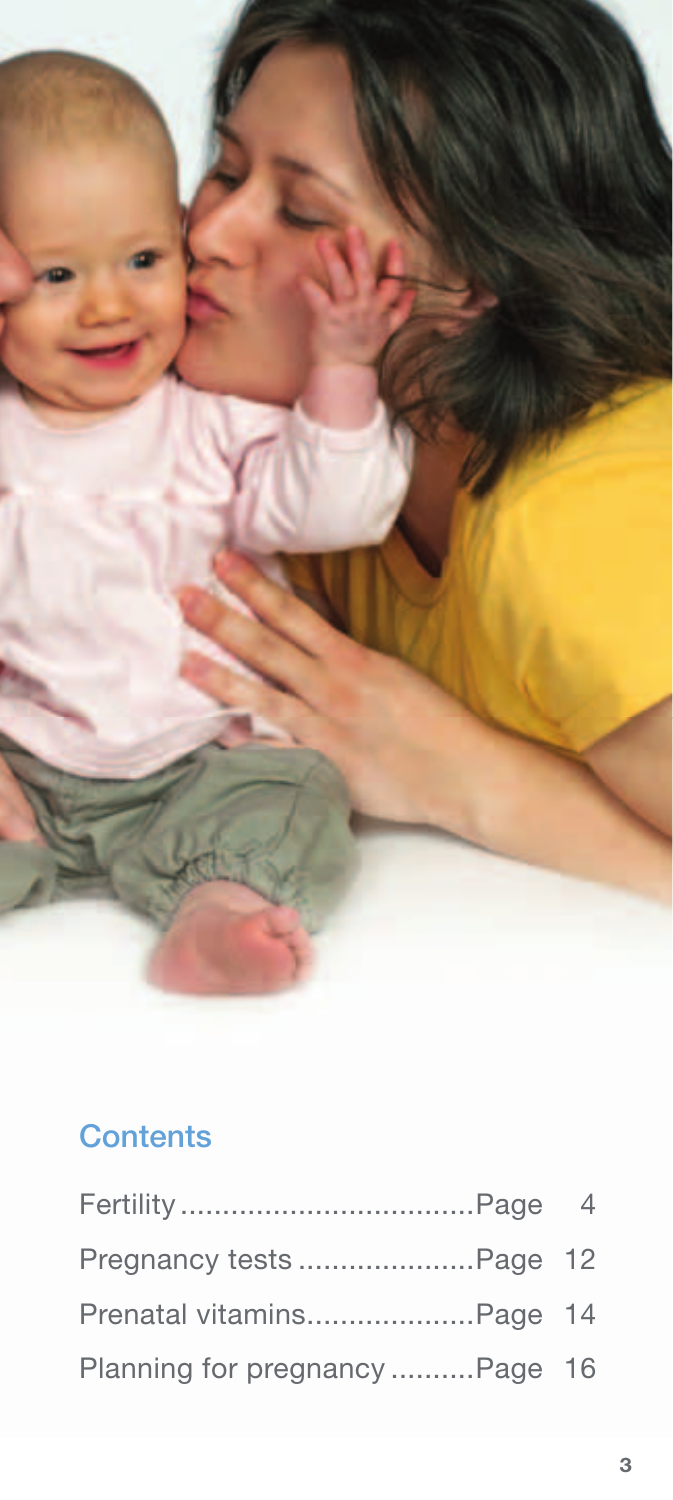## Contents

| | |
|---|---|
| Fertility | Page 4 |
| Pregnancy tests | Page 12 |
| Prenatal vitamins | Page 14 |
| Planning for pregnancy | Page 16 |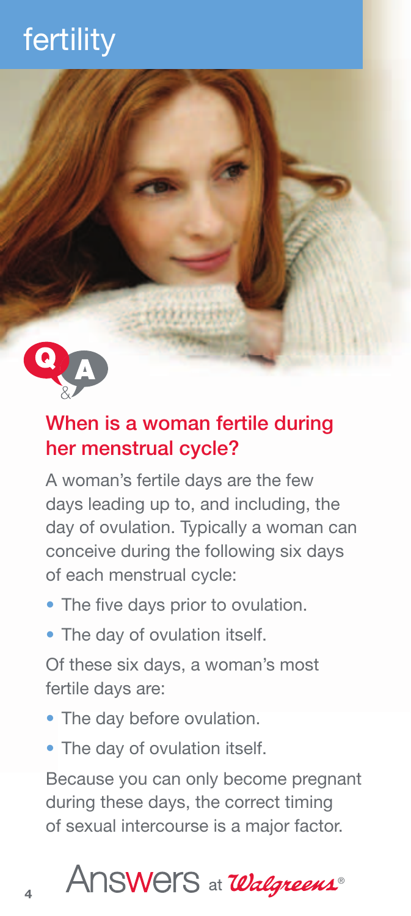# fertility

Q&A

## When is a woman fertile during her menstrual cycle?

A woman's fertile days are the few days leading up to, and including, the day of ovulation. Typically a woman can conceive during the following six days of each menstrual cycle:

- The five days prior to ovulation.
- The day of ovulation itself.

Of these six days, a woman's most fertile days are:

- The day before ovulation.
- The day of ovulation itself.

Because you can only become pregnant during these days, the correct timing of sexual intercourse is a major factor.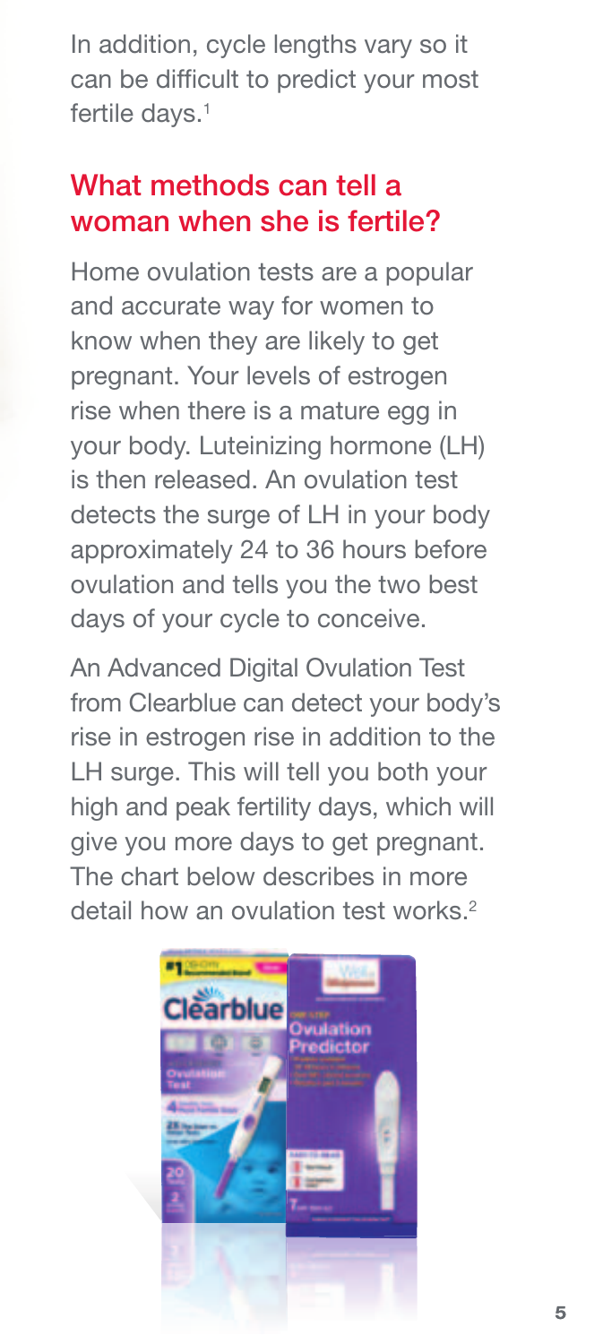In addition, cycle lengths vary so it can be difficult to predict your most fertile days.[1]

## What methods can tell a woman when she is fertile?

Home ovulation tests are a popular and accurate way for women to know when they are likely to get pregnant. Your levels of estrogen rise when there is a mature egg in your body. Luteinizing hormone (LH) is then released. An ovulation test detects the surge of LH in your body approximately 24 to 36 hours before ovulation and tells you the two best days of your cycle to conceive.

An Advanced Digital Ovulation Test from Clearblue can detect your body's rise in estrogen rise in addition to the LH surge. This will tell you both your high and peak fertility days, which will give you more days to get pregnant. The chart below describes in more detail how an ovulation test works.[2]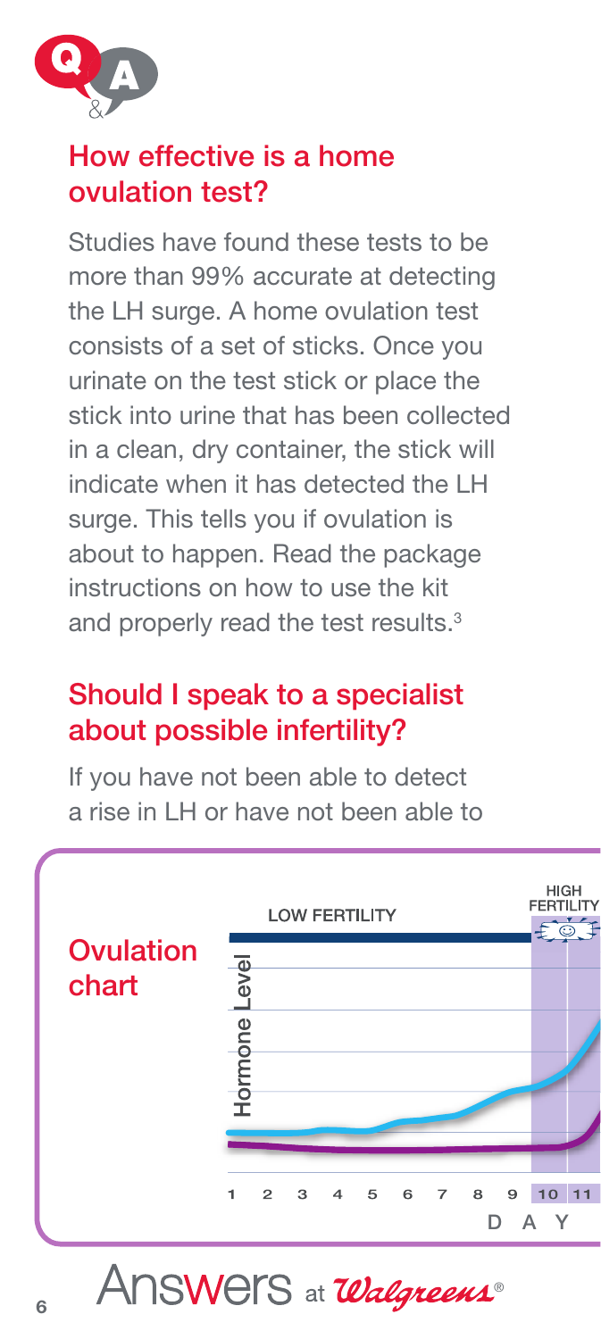## How effective is a home ovulation test?

Studies have found these tests to be more than 99% accurate at detecting the LH surge. A home ovulation test consists of a set of sticks. Once you urinate on the test stick or place the stick into urine that has been collected in a clean, dry container, the stick will indicate when it has detected the LH surge. This tells you if ovulation is about to happen. Read the package instructions on how to use the kit and properly read the test results.[3]

## Should I speak to a specialist about possible infertility?

If you have not been able to detect a rise in LH or have not been able to

**Ovulation chart**

LOW FERTILITY

HIGH FERTILITY

Hormone Level

1 2 3 4 5 6 7 8 9 10 11

DAY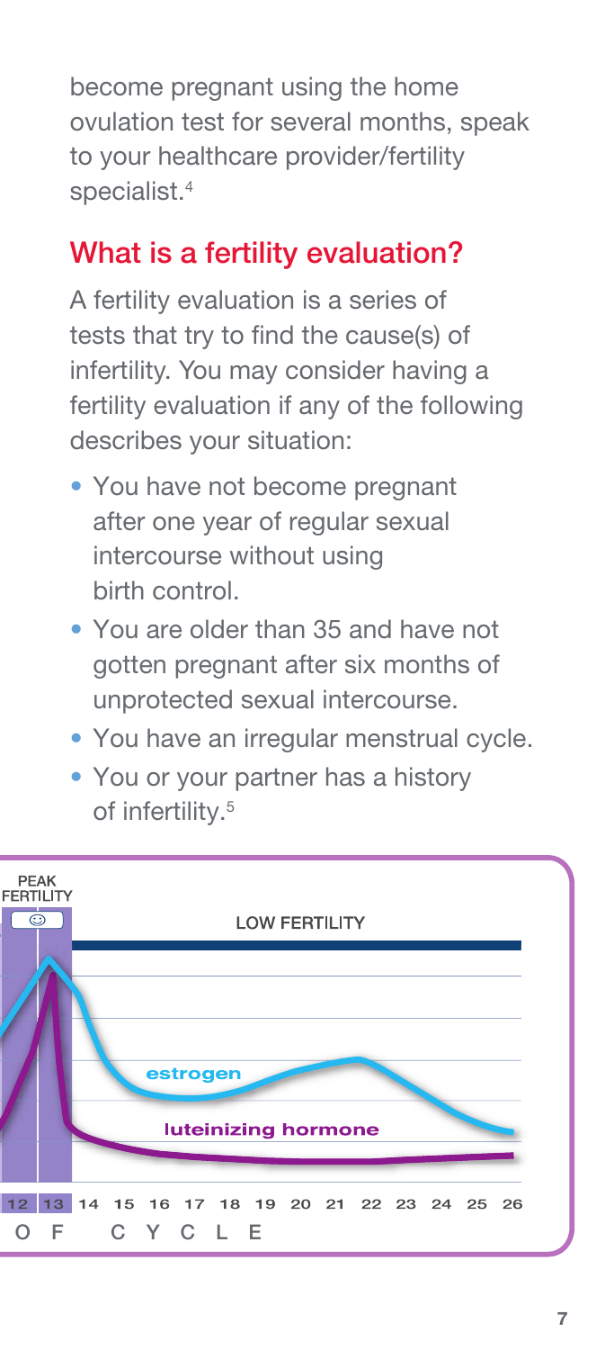become pregnant using the home ovulation test for several months, speak to your healthcare provider/fertility specialist.[4]

## What is a fertility evaluation?

A fertility evaluation is a series of tests that try to find the cause(s) of infertility. You may consider having a fertility evaluation if any of the following describes your situation:

- You have not become pregnant after one year of regular sexual intercourse without using birth control.
- You are older than 35 and have not gotten pregnant after six months of unprotected sexual intercourse.
- You have an irregular menstrual cycle.
- You or your partner has a history of infertility.[5]

PEAK FERTILITY

LOW FERTILITY

estrogen

luteinizing hormone

12 13 14 15 16 17 18 19 20 21 22 23 24 25 26

OF CYCLE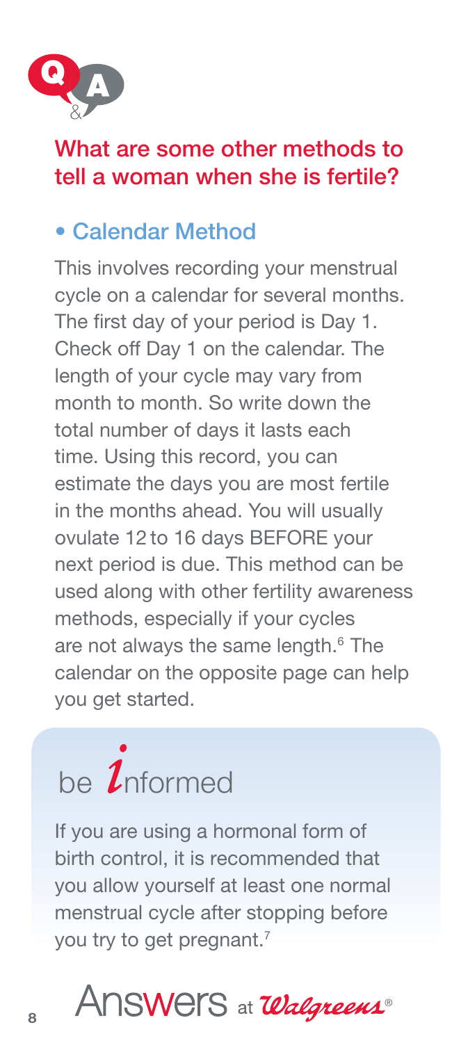## What are some other methods to tell a woman when she is fertile?

### • Calendar Method

This involves recording your menstrual cycle on a calendar for several months. The first day of your period is Day 1. Check off Day 1 on the calendar. The length of your cycle may vary from month to month. So write down the total number of days it lasts each time. Using this record, you can estimate the days you are most fertile in the months ahead. You will usually ovulate 12 to 16 days BEFORE your next period is due. This method can be used along with other fertility awareness methods, especially if your cycles are not always the same length.[6] The calendar on the opposite page can help you get started.

### be *i*nformed

If you are using a hormonal form of birth control, it is recommended that you allow yourself at least one normal menstrual cycle after stopping before you try to get pregnant.[7]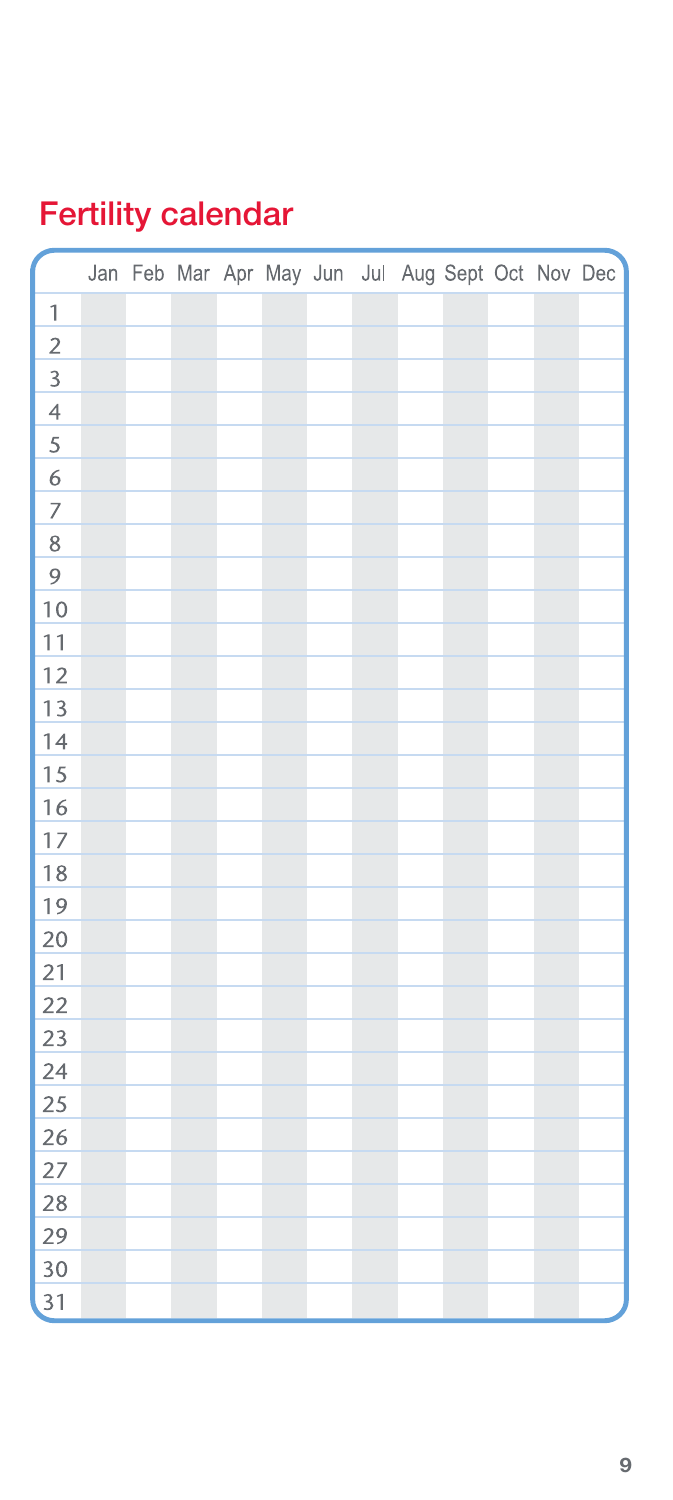## Fertility calendar

| | Jan | Feb | Mar | Apr | May | Jun | Jul | Aug | Sept | Oct | Nov | Dec |
|---|---|---|---|---|---|---|---|---|---|---|---|---|
| 1 | | | | | | | | | | | | |
| 2 | | | | | | | | | | | | |
| 3 | | | | | | | | | | | | |
| 4 | | | | | | | | | | | | |
| 5 | | | | | | | | | | | | |
| 6 | | | | | | | | | | | | |
| 7 | | | | | | | | | | | | |
| 8 | | | | | | | | | | | | |
| 9 | | | | | | | | | | | | |
| 10 | | | | | | | | | | | | |
| 11 | | | | | | | | | | | | |
| 12 | | | | | | | | | | | | |
| 13 | | | | | | | | | | | | |
| 14 | | | | | | | | | | | | |
| 15 | | | | | | | | | | | | |
| 16 | | | | | | | | | | | | |
| 17 | | | | | | | | | | | | |
| 18 | | | | | | | | | | | | |
| 19 | | | | | | | | | | | | |
| 20 | | | | | | | | | | | | |
| 21 | | | | | | | | | | | | |
| 22 | | | | | | | | | | | | |
| 23 | | | | | | | | | | | | |
| 24 | | | | | | | | | | | | |
| 25 | | | | | | | | | | | | |
| 26 | | | | | | | | | | | | |
| 27 | | | | | | | | | | | | |
| 28 | | | | | | | | | | | | |
| 29 | | | | | | | | | | | | |
| 30 | | | | | | | | | | | | |
| 31 | | | | | | | | | | | | |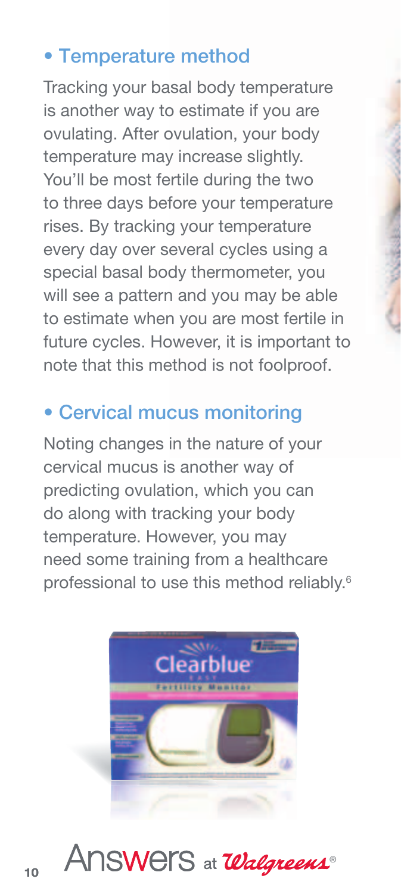- **Temperature method**

Tracking your basal body temperature is another way to estimate if you are ovulating. After ovulation, your body temperature may increase slightly. You'll be most fertile during the two to three days before your temperature rises. By tracking your temperature every day over several cycles using a special basal body thermometer, you will see a pattern and you may be able to estimate when you are most fertile in future cycles. However, it is important to note that this method is not foolproof.

- **Cervical mucus monitoring**

Noting changes in the nature of your cervical mucus is another way of predicting ovulation, which you can do along with tracking your body temperature. However, you may need some training from a healthcare professional to use this method reliably.[6]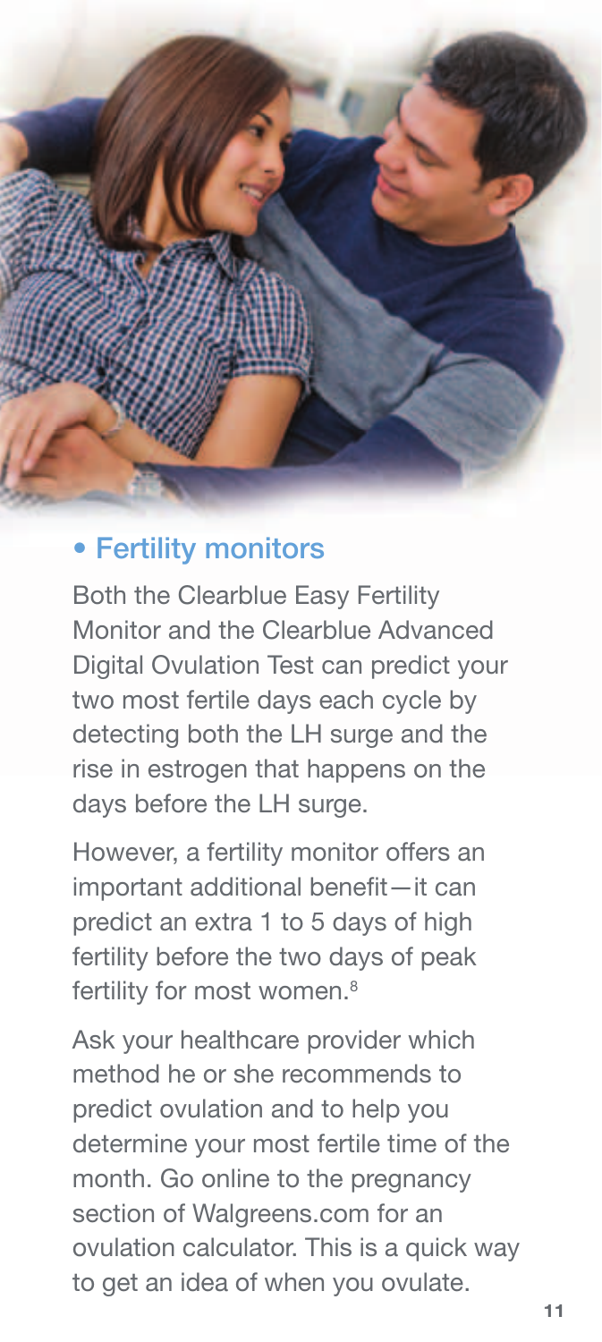- **Fertility monitors**

Both the Clearblue Easy Fertility Monitor and the Clearblue Advanced Digital Ovulation Test can predict your two most fertile days each cycle by detecting both the LH surge and the rise in estrogen that happens on the days before the LH surge.

However, a fertility monitor offers an important additional benefit—it can predict an extra 1 to 5 days of high fertility before the two days of peak fertility for most women.[8]

Ask your healthcare provider which method he or she recommends to predict ovulation and to help you determine your most fertile time of the month. Go online to the pregnancy section of Walgreens.com for an ovulation calculator. This is a quick way to get an idea of when you ovulate.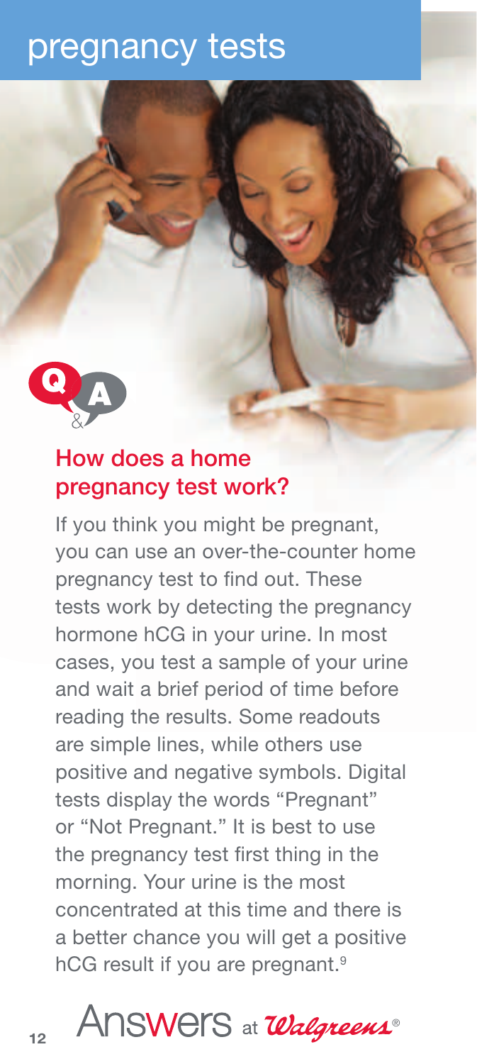# pregnancy tests

## How does a home pregnancy test work?

If you think you might be pregnant, you can use an over-the-counter home pregnancy test to find out. These tests work by detecting the pregnancy hormone hCG in your urine. In most cases, you test a sample of your urine and wait a brief period of time before reading the results. Some readouts are simple lines, while others use positive and negative symbols. Digital tests display the words "Pregnant" or "Not Pregnant." It is best to use the pregnancy test first thing in the morning. Your urine is the most concentrated at this time and there is a better chance you will get a positive hCG result if you are pregnant.[9]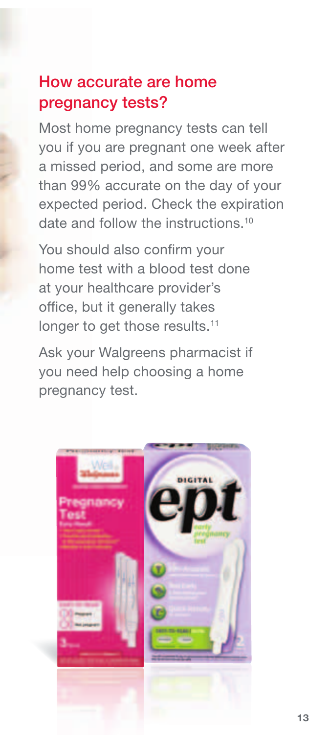## How accurate are home pregnancy tests?

Most home pregnancy tests can tell you if you are pregnant one week after a missed period, and some are more than 99% accurate on the day of your expected period. Check the expiration date and follow the instructions.[10]

You should also confirm your home test with a blood test done at your healthcare provider's office, but it generally takes longer to get those results.[11]

Ask your Walgreens pharmacist if you need help choosing a home pregnancy test.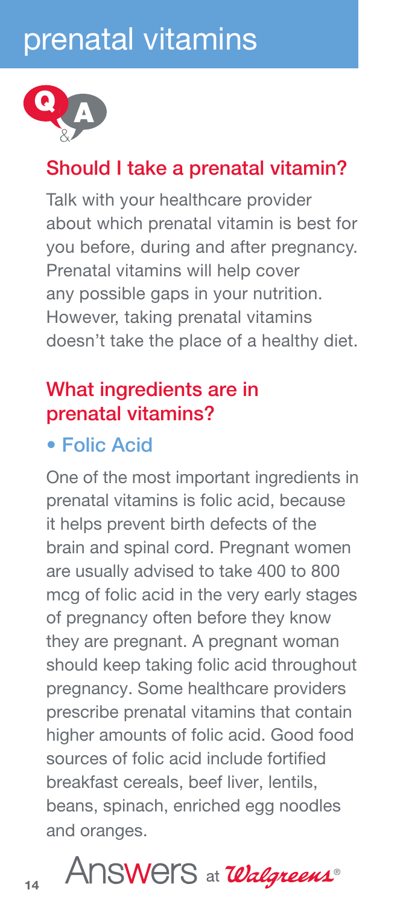# prenatal vitamins

## Should I take a prenatal vitamin?

Talk with your healthcare provider about which prenatal vitamin is best for you before, during and after pregnancy. Prenatal vitamins will help cover any possible gaps in your nutrition. However, taking prenatal vitamins doesn't take the place of a healthy diet.

## What ingredients are in prenatal vitamins?

- **Folic Acid**

One of the most important ingredients in prenatal vitamins is folic acid, because it helps prevent birth defects of the brain and spinal cord. Pregnant women are usually advised to take 400 to 800 mcg of folic acid in the very early stages of pregnancy often before they know they are pregnant. A pregnant woman should keep taking folic acid throughout pregnancy. Some healthcare providers prescribe prenatal vitamins that contain higher amounts of folic acid. Good food sources of folic acid include fortified breakfast cereals, beef liver, lentils, beans, spinach, enriched egg noodles and oranges.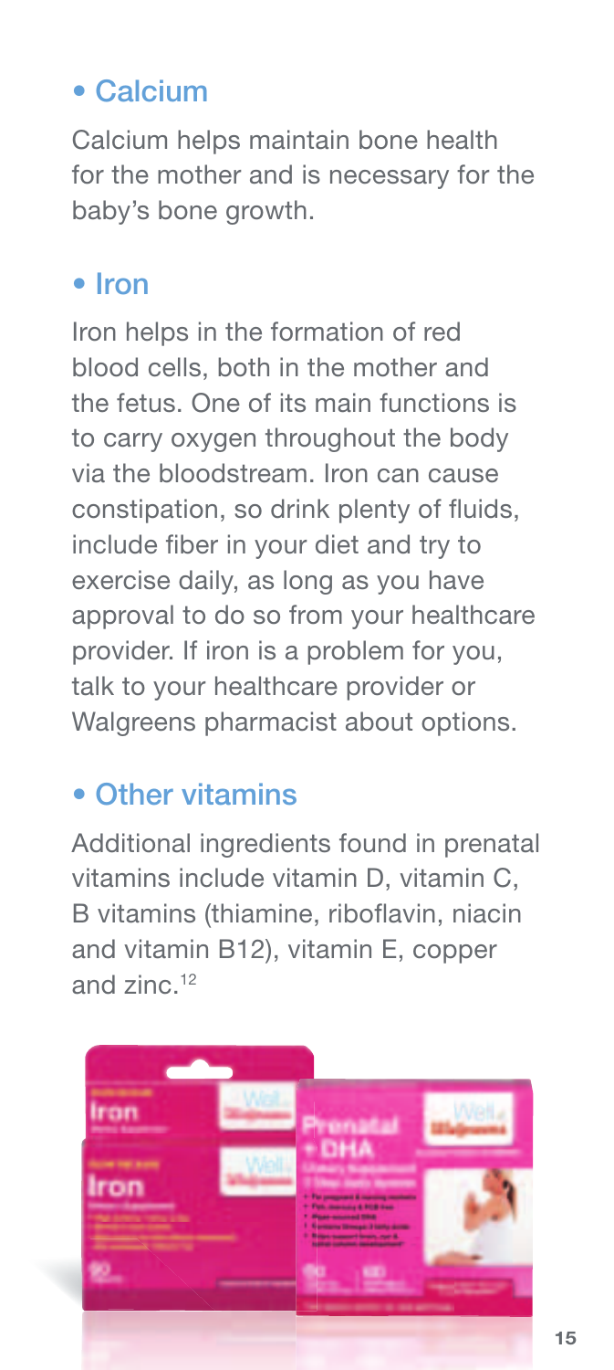- **Calcium**

Calcium helps maintain bone health for the mother and is necessary for the baby's bone growth.

- **Iron**

Iron helps in the formation of red blood cells, both in the mother and the fetus. One of its main functions is to carry oxygen throughout the body via the bloodstream. Iron can cause constipation, so drink plenty of fluids, include fiber in your diet and try to exercise daily, as long as you have approval to do so from your healthcare provider. If iron is a problem for you, talk to your healthcare provider or Walgreens pharmacist about options.

- **Other vitamins**

Additional ingredients found in prenatal vitamins include vitamin D, vitamin C, B vitamins (thiamine, riboflavin, niacin and vitamin B12), vitamin E, copper and zinc.[12]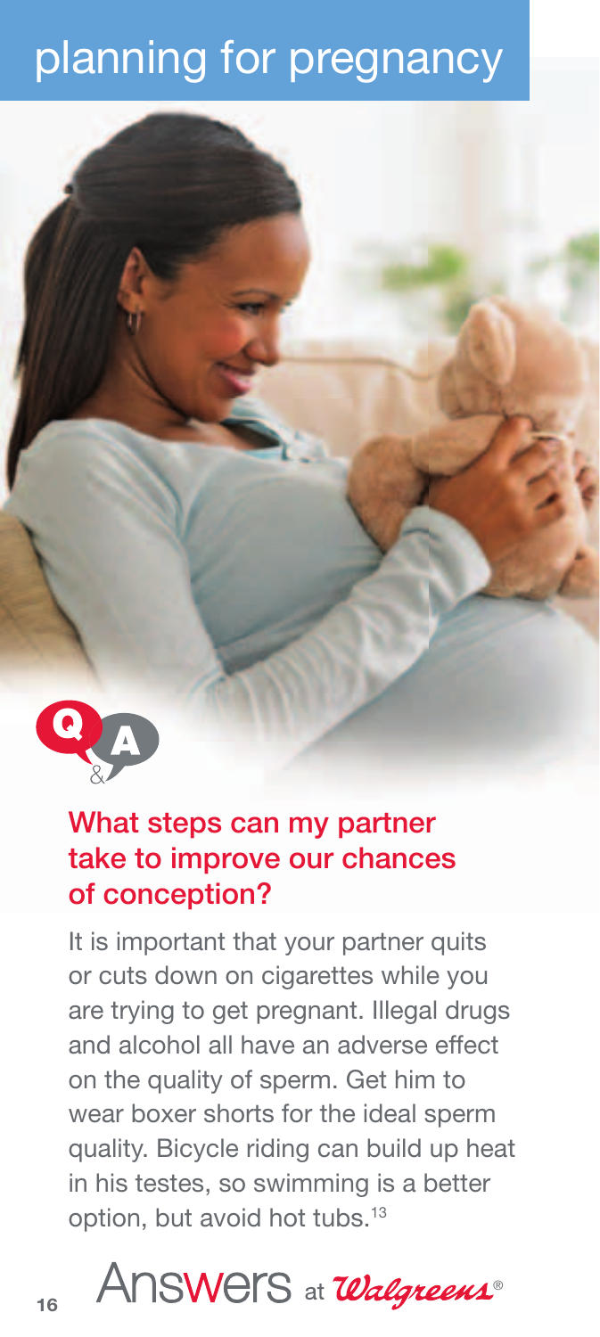# planning for pregnancy

Q&A

## What steps can my partner take to improve our chances of conception?

It is important that your partner quits or cuts down on cigarettes while you are trying to get pregnant. Illegal drugs and alcohol all have an adverse effect on the quality of sperm. Get him to wear boxer shorts for the ideal sperm quality. Bicycle riding can build up heat in his testes, so swimming is a better option, but avoid hot tubs.[13]

Answers at Walgreens®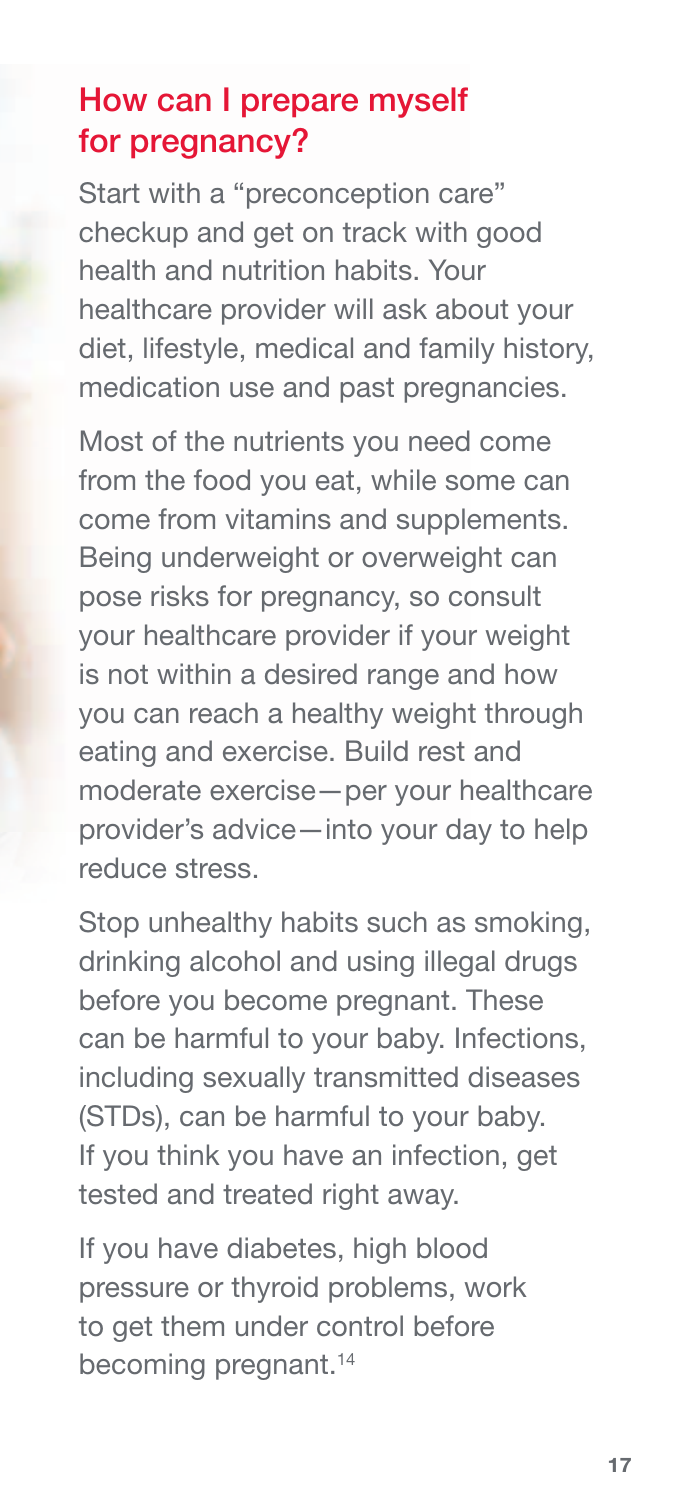## How can I prepare myself for pregnancy?

Start with a "preconception care" checkup and get on track with good health and nutrition habits. Your healthcare provider will ask about your diet, lifestyle, medical and family history, medication use and past pregnancies.

Most of the nutrients you need come from the food you eat, while some can come from vitamins and supplements. Being underweight or overweight can pose risks for pregnancy, so consult your healthcare provider if your weight is not within a desired range and how you can reach a healthy weight through eating and exercise. Build rest and moderate exercise—per your healthcare provider's advice—into your day to help reduce stress.

Stop unhealthy habits such as smoking, drinking alcohol and using illegal drugs before you become pregnant. These can be harmful to your baby. Infections, including sexually transmitted diseases (STDs), can be harmful to your baby. If you think you have an infection, get tested and treated right away.

If you have diabetes, high blood pressure or thyroid problems, work to get them under control before becoming pregnant.[14]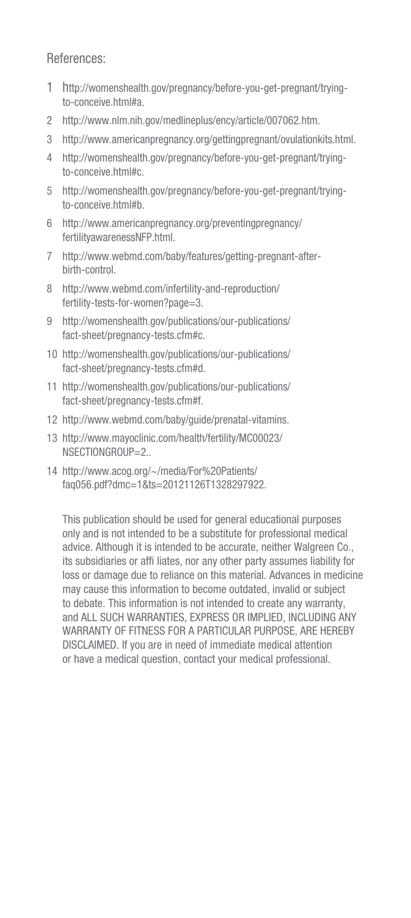References:

1. http://womenshealth.gov/pregnancy/before-you-get-pregnant/trying-to-conceive.html#a.
2. http://www.nlm.nih.gov/medlineplus/ency/article/007062.htm.
3. http://www.americanpregnancy.org/gettingpregnant/ovulationkits.html.
4. http://womenshealth.gov/pregnancy/before-you-get-pregnant/trying-to-conceive.html#c.
5. http://womenshealth.gov/pregnancy/before-you-get-pregnant/trying-to-conceive.html#b.
6. http://www.americanpregnancy.org/preventingpregnancy/fertilityawarenessNFP.html.
7. http://www.webmd.com/baby/features/getting-pregnant-after-birth-control.
8. http://www.webmd.com/infertility-and-reproduction/fertility-tests-for-women?page=3.
9. http://womenshealth.gov/publications/our-publications/fact-sheet/pregnancy-tests.cfm#c.
10. http://womenshealth.gov/publications/our-publications/fact-sheet/pregnancy-tests.cfm#d.
11. http://womenshealth.gov/publications/our-publications/fact-sheet/pregnancy-tests.cfm#f.
12. http://www.webmd.com/baby/guide/prenatal-vitamins.
13. http://www.mayoclinic.com/health/fertility/MC00023/NSECTIONGROUP=2..
14. http://www.acog.org/~/media/For%20Patients/faq056.pdf?dmc=1&ts=20121126T1328297922.

This publication should be used for general educational purposes only and is not intended to be a substitute for professional medical advice. Although it is intended to be accurate, neither Walgreen Co., its subsidiaries or affi liates, nor any other party assumes liability for loss or damage due to reliance on this material. Advances in medicine may cause this information to become outdated, invalid or subject to debate. This information is not intended to create any warranty, and ALL SUCH WARRANTIES, EXPRESS OR IMPLIED, INCLUDING ANY WARRANTY OF FITNESS FOR A PARTICULAR PURPOSE, ARE HEREBY DISCLAIMED. If you are in need of immediate medical attention or have a medical question, contact your medical professional.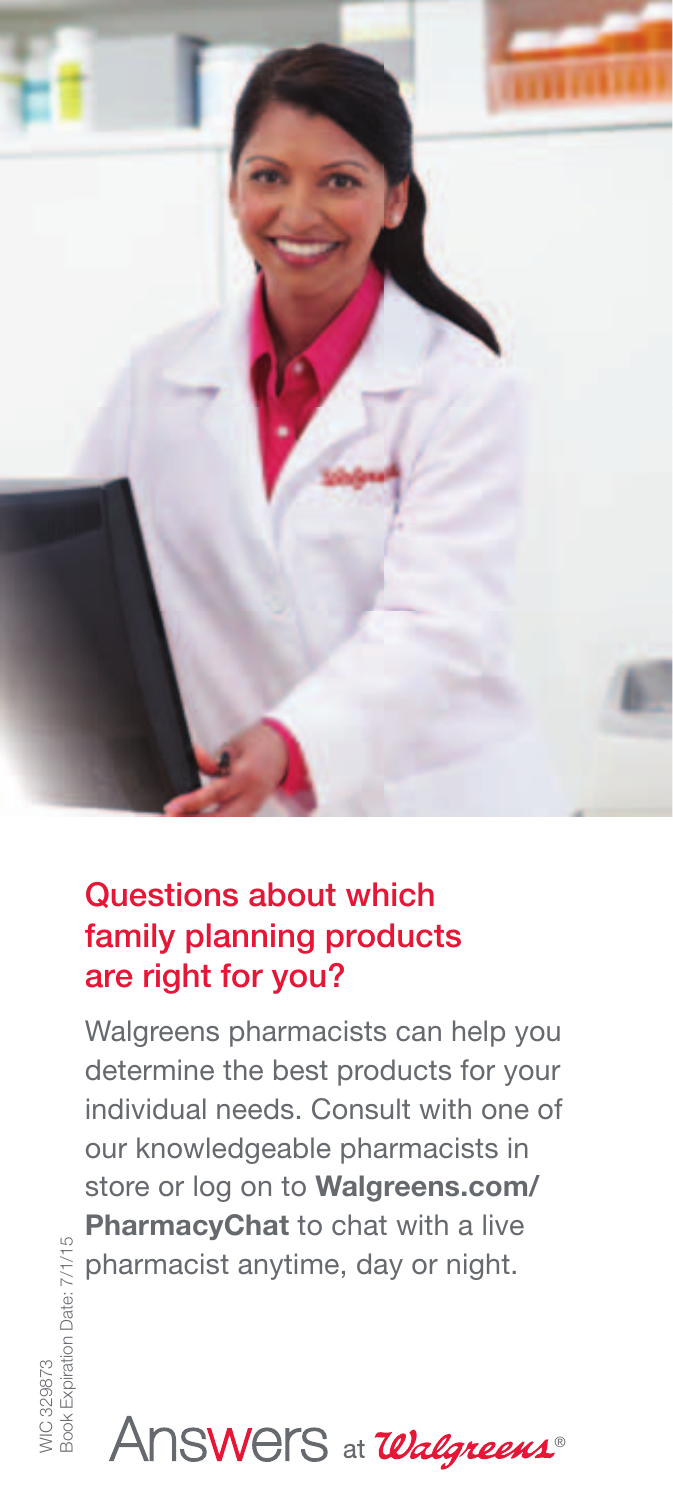## Questions about which family planning products are right for you?

Walgreens pharmacists can help you determine the best products for your individual needs. Consult with one of our knowledgeable pharmacists in store or log on to **Walgreens.com/PharmacyChat** to chat with a live pharmacist anytime, day or night.

WIC 329873
Book Expiration Date: 7/1/15

Answers at *Walgreens*®